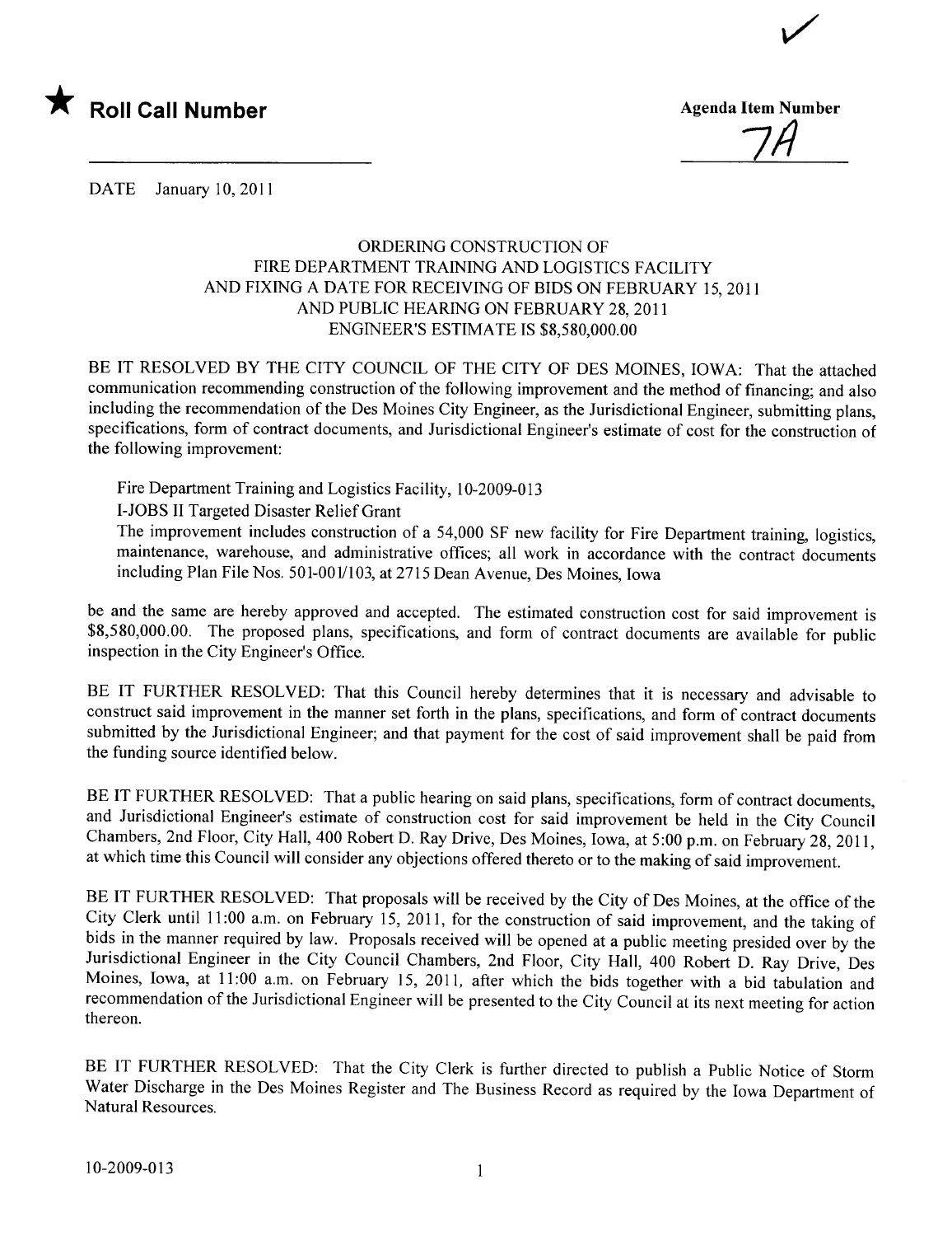★ **Roll Call Number**

**Agenda Item Number**

7A

DATE January 10, 2011

ORDERING CONSTRUCTION OF
FIRE DEPARTMENT TRAINING AND LOGISTICS FACILITY
AND FIXING A DATE FOR RECEIVING OF BIDS ON FEBRUARY 15, 2011
AND PUBLIC HEARING ON FEBRUARY 28, 2011
ENGINEER'S ESTIMATE IS $8,580,000.00

BE IT RESOLVED BY THE CITY COUNCIL OF THE CITY OF DES MOINES, IOWA: That the attached communication recommending construction of the following improvement and the method of financing; and also including the recommendation of the Des Moines City Engineer, as the Jurisdictional Engineer, submitting plans, specifications, form of contract documents, and Jurisdictional Engineer's estimate of cost for the construction of the following improvement:

Fire Department Training and Logistics Facility, 10-2009-013
I-JOBS II Targeted Disaster Relief Grant
The improvement includes construction of a 54,000 SF new facility for Fire Department training, logistics, maintenance, warehouse, and administrative offices; all work in accordance with the contract documents including Plan File Nos. 501-001/103, at 2715 Dean Avenue, Des Moines, Iowa

be and the same are hereby approved and accepted. The estimated construction cost for said improvement is $8,580,000.00. The proposed plans, specifications, and form of contract documents are available for public inspection in the City Engineer's Office.

BE IT FURTHER RESOLVED: That this Council hereby determines that it is necessary and advisable to construct said improvement in the manner set forth in the plans, specifications, and form of contract documents submitted by the Jurisdictional Engineer; and that payment for the cost of said improvement shall be paid from the funding source identified below.

BE IT FURTHER RESOLVED: That a public hearing on said plans, specifications, form of contract documents, and Jurisdictional Engineer's estimate of construction cost for said improvement be held in the City Council Chambers, 2nd Floor, City Hall, 400 Robert D. Ray Drive, Des Moines, Iowa, at 5:00 p.m. on February 28, 2011, at which time this Council will consider any objections offered thereto or to the making of said improvement.

BE IT FURTHER RESOLVED: That proposals will be received by the City of Des Moines, at the office of the City Clerk until 11:00 a.m. on February 15, 2011, for the construction of said improvement, and the taking of bids in the manner required by law. Proposals received will be opened at a public meeting presided over by the Jurisdictional Engineer in the City Council Chambers, 2nd Floor, City Hall, 400 Robert D. Ray Drive, Des Moines, Iowa, at 11:00 a.m. on February 15, 2011, after which the bids together with a bid tabulation and recommendation of the Jurisdictional Engineer will be presented to the City Council at its next meeting for action thereon.

BE IT FURTHER RESOLVED: That the City Clerk is further directed to publish a Public Notice of Storm Water Discharge in the Des Moines Register and The Business Record as required by the Iowa Department of Natural Resources.

10-2009-013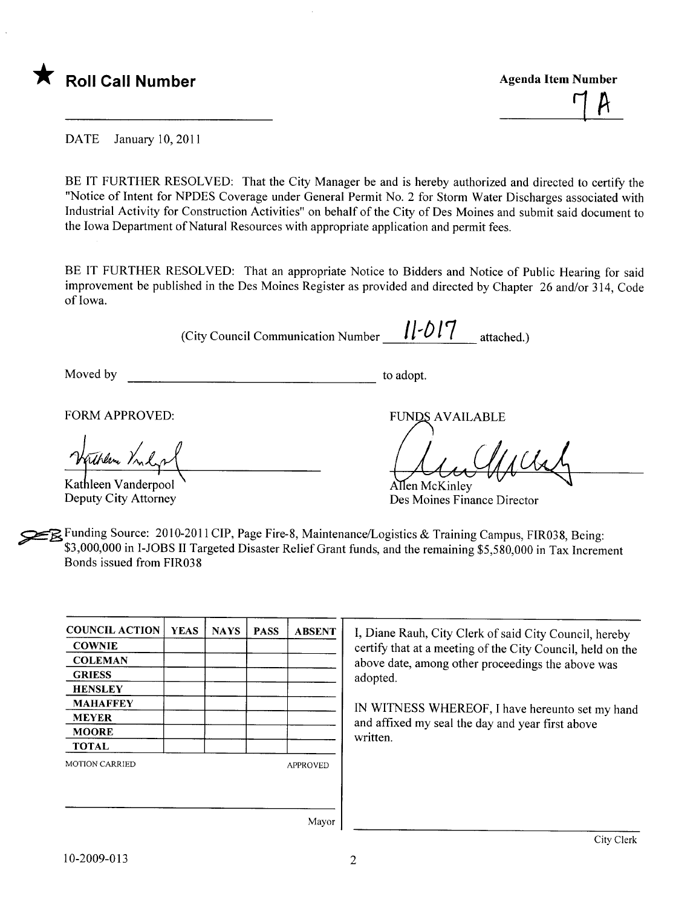★ **Roll Call Number**

**Agenda Item Number**

7A

DATE January 10, 2011

BE IT FURTHER RESOLVED: That the City Manager be and is hereby authorized and directed to certify the "Notice of Intent for NPDES Coverage under General Permit No. 2 for Storm Water Discharges associated with Industrial Activity for Construction Activities" on behalf of the City of Des Moines and submit said document to the Iowa Department of Natural Resources with appropriate application and permit fees.

BE IT FURTHER RESOLVED: That an appropriate Notice to Bidders and Notice of Public Hearing for said improvement be published in the Des Moines Register as provided and directed by Chapter 26 and/or 314, Code of Iowa.

(City Council Communication Number 11-017 attached.)

Moved by ______________________ to adopt.

FORM APPROVED:

Kathleen Vanderpool
Deputy City Attorney

FUNDS AVAILABLE

Allen McKinley
Des Moines Finance Director

Funding Source: 2010-2011 CIP, Page Fire-8, Maintenance/Logistics & Training Campus, FIR038, Being: $3,000,000 in I-JOBS II Targeted Disaster Relief Grant funds, and the remaining $5,580,000 in Tax Increment Bonds issued from FIR038

| COUNCIL ACTION | YEAS | NAYS | PASS | ABSENT |
|---|---|---|---|---|
| COWNIE | | | | |
| COLEMAN | | | | |
| GRIESS | | | | |
| HENSLEY | | | | |
| MAHAFFEY | | | | |
| MEYER | | | | |
| MOORE | | | | |
| TOTAL | | | | |

MOTION CARRIED APPROVED

Mayor

I, Diane Rauh, City Clerk of said City Council, hereby certify that at a meeting of the City Council, held on the above date, among other proceedings the above was adopted.

IN WITNESS WHEREOF, I have hereunto set my hand and affixed my seal the day and year first above written.

City Clerk

10-2009-013